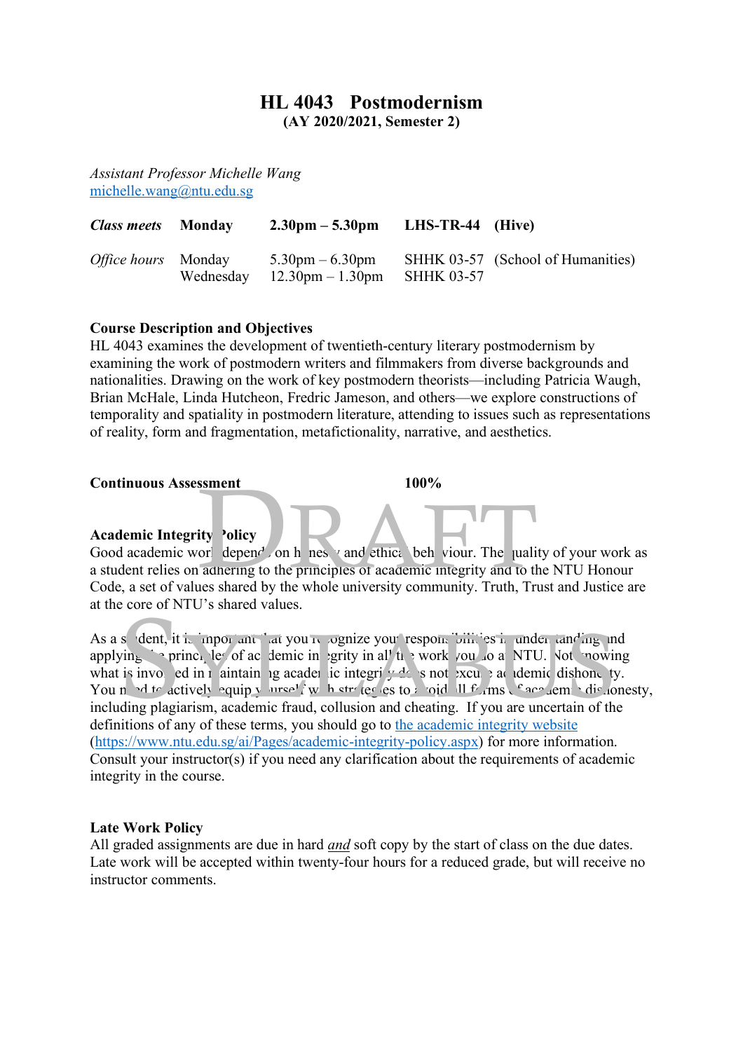# HL 4043 Postmodernism

**(AY 2020/2021, Semester 2)**

*Assistant Professor Michelle Wang*
michelle.wang@ntu.edu.sg

| | | | | |
|---|---|---|---|---|
| ***Class meets*** | **Monday** | **2.30pm – 5.30pm** | **LHS-TR-44** | **(Hive)** |
| *Office hours* | Monday | 5.30pm – 6.30pm | SHHK 03-57 | (School of Humanities) |
| | Wednesday | 12.30pm – 1.30pm | SHHK 03-57 | |

**Course Description and Objectives**

HL 4043 examines the development of twentieth-century literary postmodernism by examining the work of postmodern writers and filmmakers from diverse backgrounds and nationalities. Drawing on the work of key postmodern theorists—including Patricia Waugh, Brian McHale, Linda Hutcheon, Fredric Jameson, and others—we explore constructions of temporality and spatiality in postmodern literature, attending to issues such as representations of reality, form and fragmentation, metafictionality, narrative, and aesthetics.

**Continuous Assessment** **100%**

**Academic Integrity Policy**

Good academic work depends on honesty and ethical behaviour. The quality of your work as a student relies on adhering to the principles of academic integrity and to the NTU Honour Code, a set of values shared by the whole university community. Truth, Trust and Justice are at the core of NTU's shared values.

As a student, it is important that you recognize your responsibilities in understanding and applying the principles of academic integrity in all the work you do at NTU. Not knowing what is involved in maintaining academic integrity does not excuse academic dishonesty. You need to actively equip yourself with strategies to avoid all forms of academic dishonesty, including plagiarism, academic fraud, collusion and cheating. If you are uncertain of the definitions of any of these terms, you should go to the academic integrity website (https://www.ntu.edu.sg/ai/Pages/academic-integrity-policy.aspx) for more information. Consult your instructor(s) if you need any clarification about the requirements of academic integrity in the course.

**Late Work Policy**

All graded assignments are due in hard *and* soft copy by the start of class on the due dates. Late work will be accepted within twenty-four hours for a reduced grade, but will receive no instructor comments.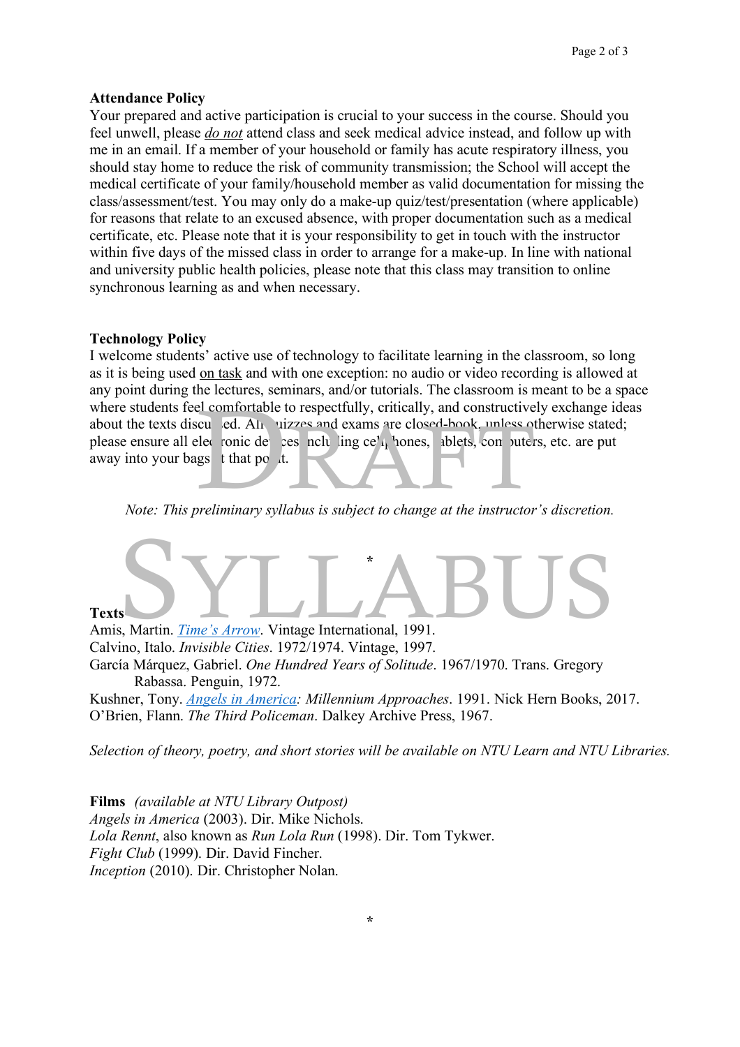**Attendance Policy**

Your prepared and active participation is crucial to your success in the course. Should you feel unwell, please *do not* attend class and seek medical advice instead, and follow up with me in an email. If a member of your household or family has acute respiratory illness, you should stay home to reduce the risk of community transmission; the School will accept the medical certificate of your family/household member as valid documentation for missing the class/assessment/test. You may only do a make-up quiz/test/presentation (where applicable) for reasons that relate to an excused absence, with proper documentation such as a medical certificate, etc. Please note that it is your responsibility to get in touch with the instructor within five days of the missed class in order to arrange for a make-up. In line with national and university public health policies, please note that this class may transition to online synchronous learning as and when necessary.

**Technology Policy**

I welcome students' active use of technology to facilitate learning in the classroom, so long as it is being used on task and with one exception: no audio or video recording is allowed at any point during the lectures, seminars, and/or tutorials. The classroom is meant to be a space where students feel comfortable to respectfully, critically, and constructively exchange ideas about the texts discussed. All quizzes and exams are closed-book, unless otherwise stated; please ensure all electronic devices including cellphones, tablets, computers, etc. are put away into your bags at that point.

*Note: This preliminary syllabus is subject to change at the instructor's discretion.*

*

**Texts**

Amis, Martin. *Time's Arrow*. Vintage International, 1991.
Calvino, Italo. *Invisible Cities*. 1972/1974. Vintage, 1997.
García Márquez, Gabriel. *One Hundred Years of Solitude*. 1967/1970. Trans. Gregory Rabassa. Penguin, 1972.
Kushner, Tony. *Angels in America: Millennium Approaches*. 1991. Nick Hern Books, 2017.
O'Brien, Flann. *The Third Policeman*. Dalkey Archive Press, 1967.

*Selection of theory, poetry, and short stories will be available on NTU Learn and NTU Libraries.*

**Films** *(available at NTU Library Outpost)*

*Angels in America* (2003). Dir. Mike Nichols.
*Lola Rennt*, also known as *Run Lola Run* (1998). Dir. Tom Tykwer.
*Fight Club* (1999). Dir. David Fincher.
*Inception* (2010). Dir. Christopher Nolan.

*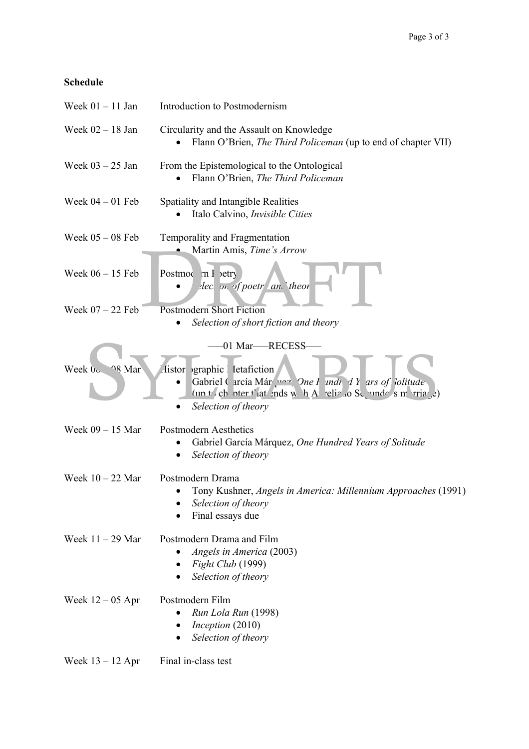**Schedule**

Week 01 – 11 Jan Introduction to Postmodernism

Week 02 – 18 Jan Circularity and the Assault on Knowledge
- Flann O'Brien, *The Third Policeman* (up to end of chapter VII)

Week 03 – 25 Jan From the Epistemological to the Ontological
- Flann O'Brien, *The Third Policeman*

Week 04 – 01 Feb Spatiality and Intangible Realities
- Italo Calvino, *Invisible Cities*

Week 05 – 08 Feb Temporality and Fragmentation
- Martin Amis, *Time's Arrow*

Week 06 – 15 Feb Postmodern Poetry
- *Selection of poetry and theory*

Week 07 – 22 Feb Postmodern Short Fiction
- *Selection of short fiction and theory*

——01 Mar——RECESS——

Week 08 – 08 Mar Historiographic Metafiction
- Gabriel García Márquez, *One Hundred Years of Solitude* (up to chapter that ends with Aureliano Segundo's marriage)
- *Selection of theory*

Week 09 – 15 Mar Postmodern Aesthetics
- Gabriel García Márquez, *One Hundred Years of Solitude*
- *Selection of theory*

Week 10 – 22 Mar Postmodern Drama
- Tony Kushner, *Angels in America: Millennium Approaches* (1991)
- *Selection of theory*
- Final essays due

Week 11 – 29 Mar Postmodern Drama and Film
- *Angels in America* (2003)
- *Fight Club* (1999)
- *Selection of theory*

Week 12 – 05 Apr Postmodern Film
- *Run Lola Run* (1998)
- *Inception* (2010)
- *Selection of theory*

Week 13 – 12 Apr Final in-class test